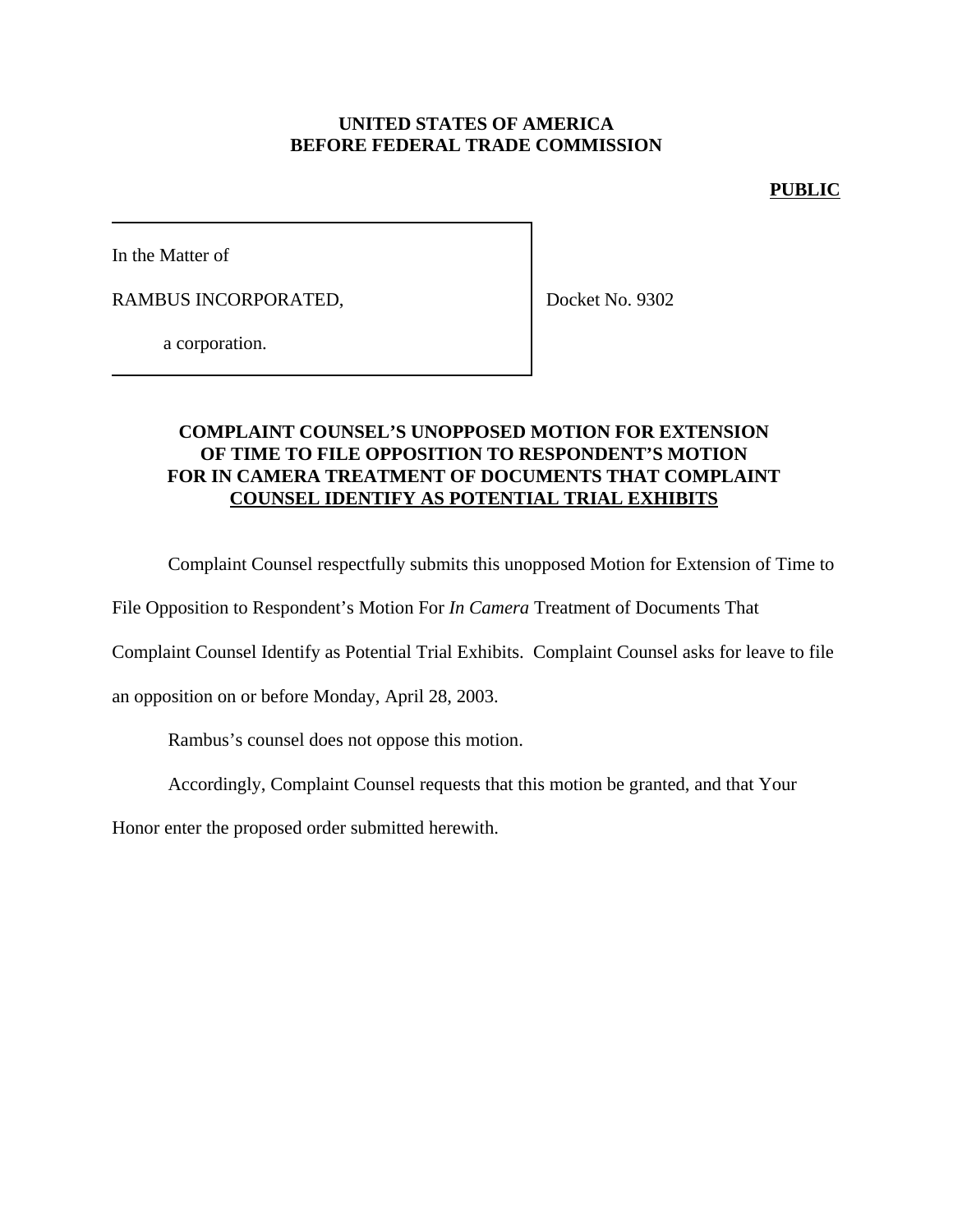**UNITED STATES OF AMERICA**
**BEFORE FEDERAL TRADE COMMISSION**

**PUBLIC**

In the Matter of

RAMBUS INCORPORATED,

a corporation.

Docket No. 9302

**COMPLAINT COUNSEL'S UNOPPOSED MOTION FOR EXTENSION OF TIME TO FILE OPPOSITION TO RESPONDENT'S MOTION FOR IN CAMERA TREATMENT OF DOCUMENTS THAT COMPLAINT COUNSEL IDENTIFY AS POTENTIAL TRIAL EXHIBITS**

Complaint Counsel respectfully submits this unopposed Motion for Extension of Time to File Opposition to Respondent's Motion For *In Camera* Treatment of Documents That Complaint Counsel Identify as Potential Trial Exhibits. Complaint Counsel asks for leave to file an opposition on or before Monday, April 28, 2003.

Rambus's counsel does not oppose this motion.

Accordingly, Complaint Counsel requests that this motion be granted, and that Your Honor enter the proposed order submitted herewith.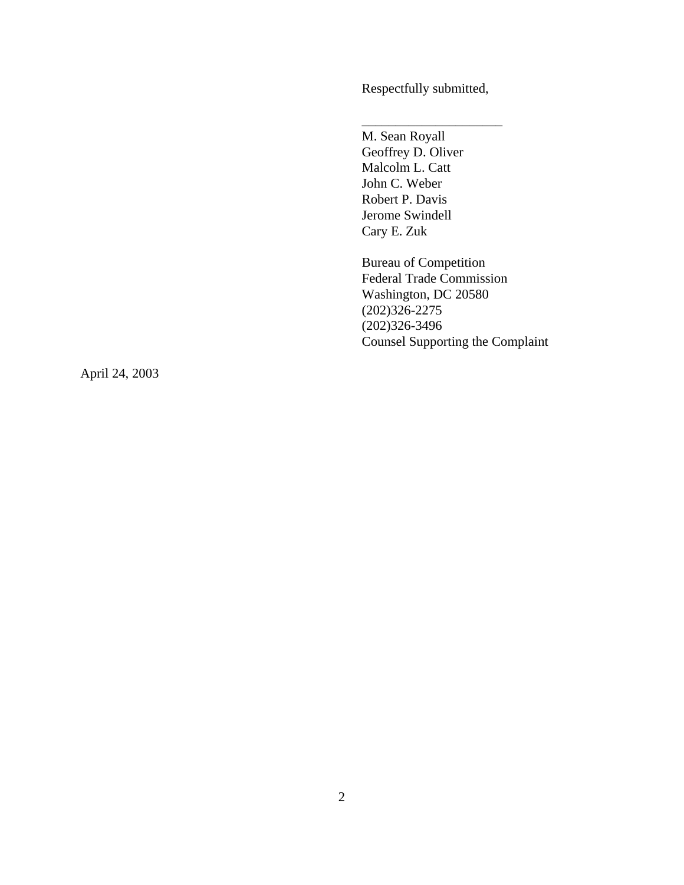Respectfully submitted,

______________________

M. Sean Royall
Geoffrey D. Oliver
Malcolm L. Catt
John C. Weber
Robert P. Davis
Jerome Swindell
Cary E. Zuk

Bureau of Competition
Federal Trade Commission
Washington, DC 20580
(202)326-2275
(202)326-3496
Counsel Supporting the Complaint

April 24, 2003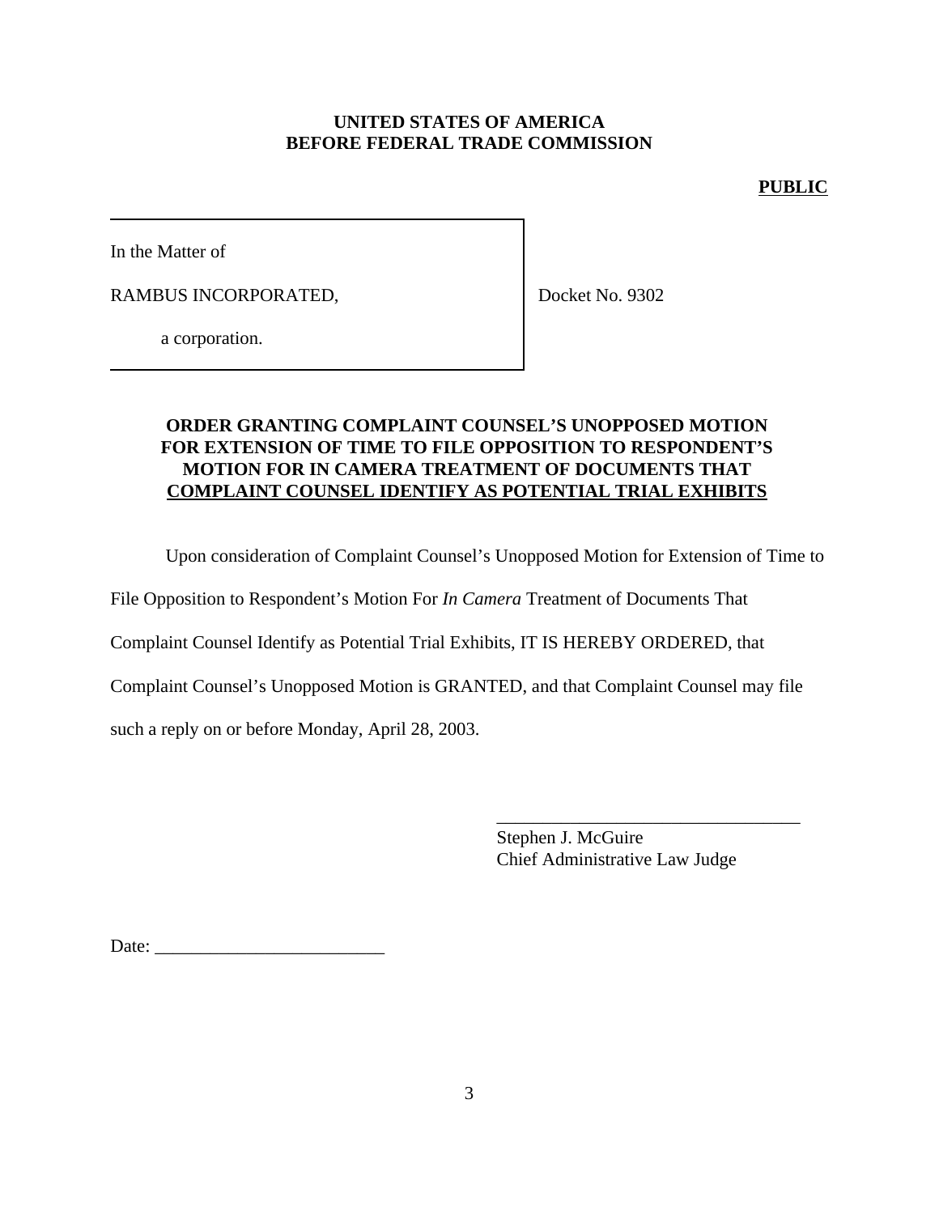**UNITED STATES OF AMERICA**
**BEFORE FEDERAL TRADE COMMISSION**

**PUBLIC**

In the Matter of

RAMBUS INCORPORATED,

a corporation.

Docket No. 9302

## ORDER GRANTING COMPLAINT COUNSEL'S UNOPPOSED MOTION FOR EXTENSION OF TIME TO FILE OPPOSITION TO RESPONDENT'S MOTION FOR IN CAMERA TREATMENT OF DOCUMENTS THAT COMPLAINT COUNSEL IDENTIFY AS POTENTIAL TRIAL EXHIBITS

Upon consideration of Complaint Counsel's Unopposed Motion for Extension of Time to File Opposition to Respondent's Motion For *In Camera* Treatment of Documents That Complaint Counsel Identify as Potential Trial Exhibits, IT IS HEREBY ORDERED, that Complaint Counsel's Unopposed Motion is GRANTED, and that Complaint Counsel may file such a reply on or before Monday, April 28, 2003.

\_\_\_\_\_\_\_\_\_\_\_\_\_\_\_\_\_\_\_\_\_\_\_\_\_\_\_\_\_\_\_\_\_\_
Stephen J. McGuire
Chief Administrative Law Judge

Date: \_\_\_\_\_\_\_\_\_\_\_\_\_\_\_\_\_\_\_\_\_\_\_\_\_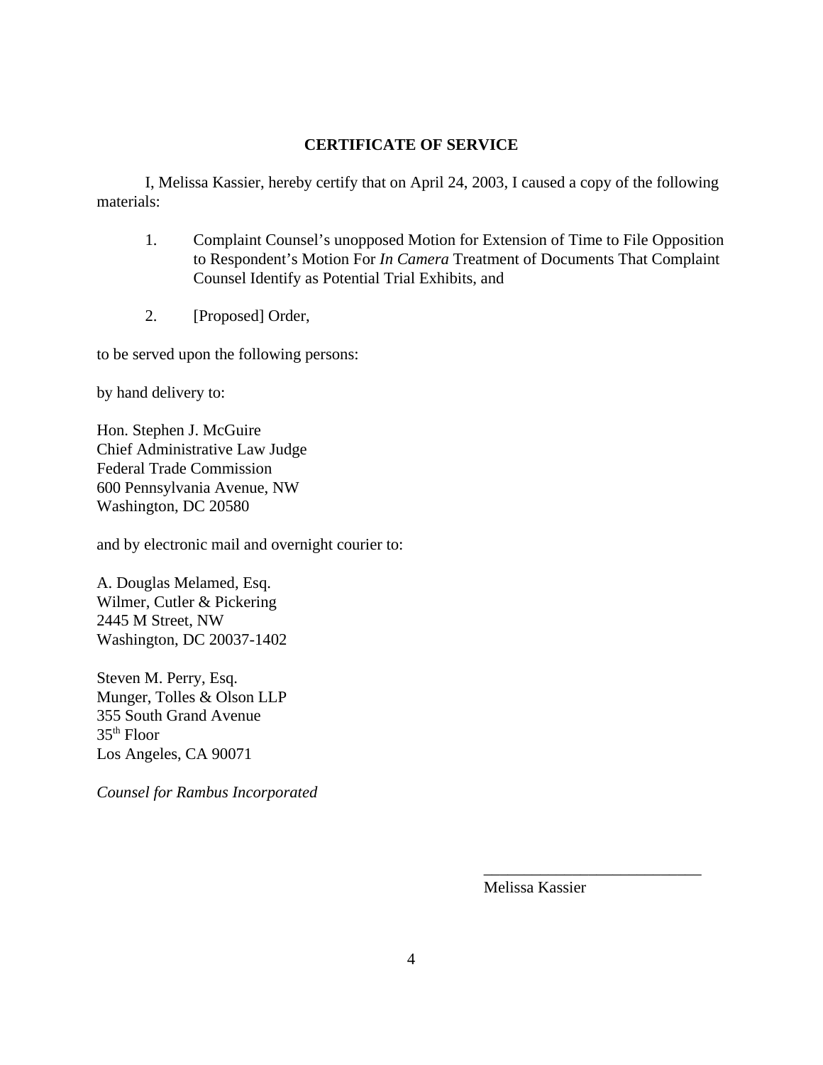**CERTIFICATE OF SERVICE**

I, Melissa Kassier, hereby certify that on April 24, 2003, I caused a copy of the following materials:

1. Complaint Counsel's unopposed Motion for Extension of Time to File Opposition to Respondent's Motion For *In Camera* Treatment of Documents That Complaint Counsel Identify as Potential Trial Exhibits, and

2. [Proposed] Order,

to be served upon the following persons:

by hand delivery to:

Hon. Stephen J. McGuire
Chief Administrative Law Judge
Federal Trade Commission
600 Pennsylvania Avenue, NW
Washington, DC 20580

and by electronic mail and overnight courier to:

A. Douglas Melamed, Esq.
Wilmer, Cutler & Pickering
2445 M Street, NW
Washington, DC 20037-1402

Steven M. Perry, Esq.
Munger, Tolles & Olson LLP
355 South Grand Avenue
35th Floor
Los Angeles, CA 90071

*Counsel for Rambus Incorporated*

\_\_\_\_\_\_\_\_\_\_\_\_\_\_\_\_\_\_\_\_\_\_\_\_\_\_\_
Melissa Kassier